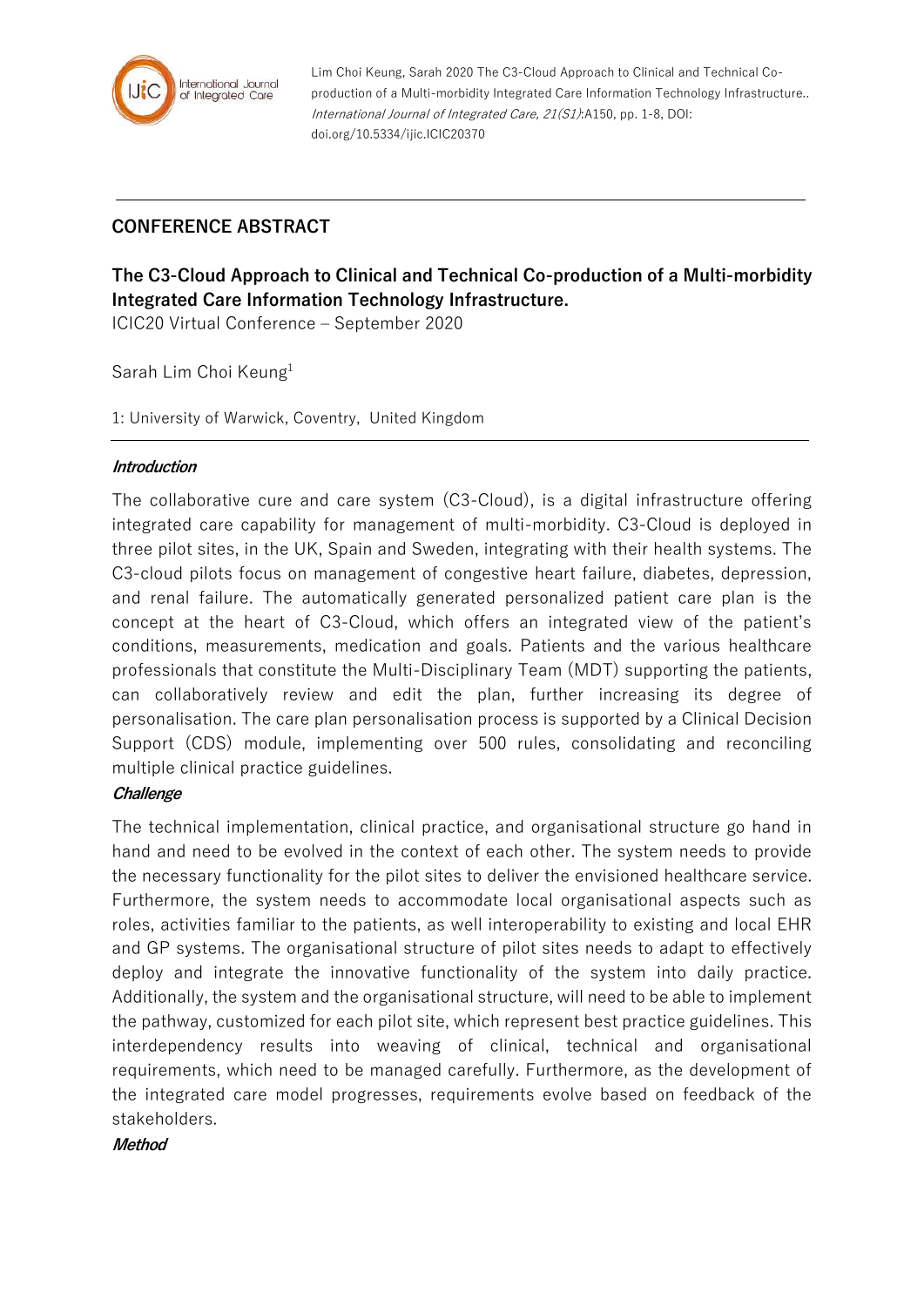Lim Choi Keung, Sarah 2020 The C3-Cloud Approach to Clinical and Technical Co-production of a Multi-morbidity Integrated Care Information Technology Infrastructure.. *International Journal of Integrated Care, 21(S1)*:A150, pp. 1-8, DOI: doi.org/10.5334/ijic.ICIC20370

---

## CONFERENCE ABSTRACT

# The C3-Cloud Approach to Clinical and Technical Co-production of a Multi-morbidity Integrated Care Information Technology Infrastructure.

ICIC20 Virtual Conference – September 2020

Sarah Lim Choi Keung[1]

1: University of Warwick, Coventry, United Kingdom

---

### *Introduction*

The collaborative cure and care system (C3-Cloud), is a digital infrastructure offering integrated care capability for management of multi-morbidity. C3-Cloud is deployed in three pilot sites, in the UK, Spain and Sweden, integrating with their health systems. The C3-cloud pilots focus on management of congestive heart failure, diabetes, depression, and renal failure. The automatically generated personalized patient care plan is the concept at the heart of C3-Cloud, which offers an integrated view of the patient's conditions, measurements, medication and goals. Patients and the various healthcare professionals that constitute the Multi-Disciplinary Team (MDT) supporting the patients, can collaboratively review and edit the plan, further increasing its degree of personalisation. The care plan personalisation process is supported by a Clinical Decision Support (CDS) module, implementing over 500 rules, consolidating and reconciling multiple clinical practice guidelines.

### *Challenge*

The technical implementation, clinical practice, and organisational structure go hand in hand and need to be evolved in the context of each other. The system needs to provide the necessary functionality for the pilot sites to deliver the envisioned healthcare service. Furthermore, the system needs to accommodate local organisational aspects such as roles, activities familiar to the patients, as well interoperability to existing and local EHR and GP systems. The organisational structure of pilot sites needs to adapt to effectively deploy and integrate the innovative functionality of the system into daily practice. Additionally, the system and the organisational structure, will need to be able to implement the pathway, customized for each pilot site, which represent best practice guidelines. This interdependency results into weaving of clinical, technical and organisational requirements, which need to be managed carefully. Furthermore, as the development of the integrated care model progresses, requirements evolve based on feedback of the stakeholders.

### *Method*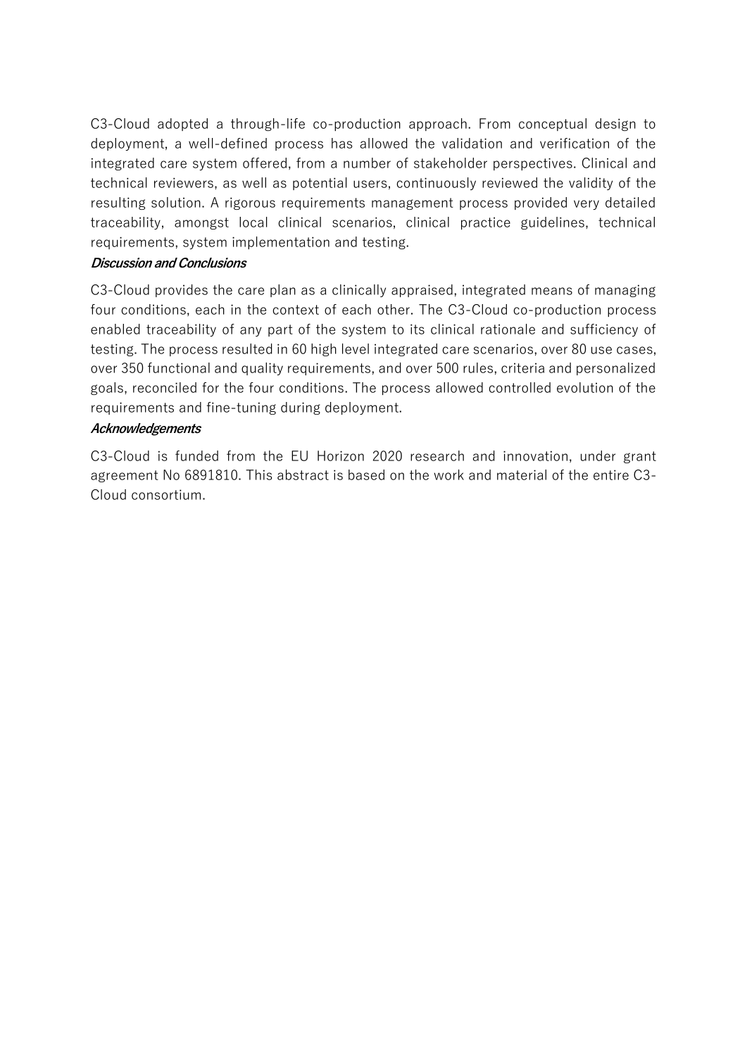C3-Cloud adopted a through-life co-production approach. From conceptual design to deployment, a well-defined process has allowed the validation and verification of the integrated care system offered, from a number of stakeholder perspectives. Clinical and technical reviewers, as well as potential users, continuously reviewed the validity of the resulting solution. A rigorous requirements management process provided very detailed traceability, amongst local clinical scenarios, clinical practice guidelines, technical requirements, system implementation and testing.

***Discussion and Conclusions***

C3-Cloud provides the care plan as a clinically appraised, integrated means of managing four conditions, each in the context of each other. The C3-Cloud co-production process enabled traceability of any part of the system to its clinical rationale and sufficiency of testing. The process resulted in 60 high level integrated care scenarios, over 80 use cases, over 350 functional and quality requirements, and over 500 rules, criteria and personalized goals, reconciled for the four conditions. The process allowed controlled evolution of the requirements and fine-tuning during deployment.

***Acknowledgements***

C3-Cloud is funded from the EU Horizon 2020 research and innovation, under grant agreement No 6891810. This abstract is based on the work and material of the entire C3-Cloud consortium.